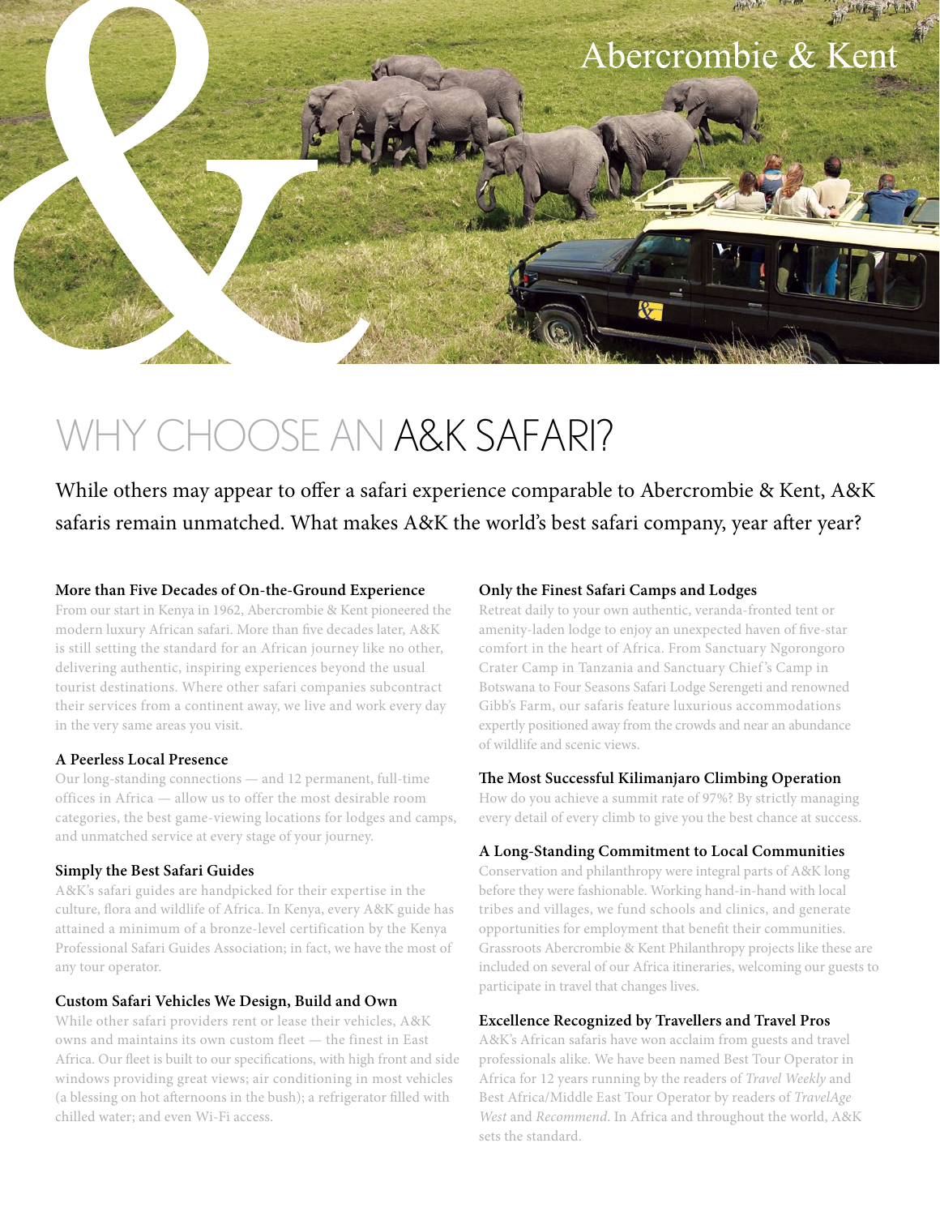Abercrombie & Kent

# WHY CHOOSE AN A&K SAFARI?

While others may appear to offer a safari experience comparable to Abercrombie & Kent, A&K safaris remain unmatched. What makes A&K the world's best safari company, year after year?

### More than Five Decades of On-the-Ground Experience

From our start in Kenya in 1962, Abercrombie & Kent pioneered the modern luxury African safari. More than five decades later, A&K is still setting the standard for an African journey like no other, delivering authentic, inspiring experiences beyond the usual tourist destinations. Where other safari companies subcontract their services from a continent away, we live and work every day in the very same areas you visit.

### A Peerless Local Presence

Our long-standing connections — and 12 permanent, full-time offices in Africa — allow us to offer the most desirable room categories, the best game-viewing locations for lodges and camps, and unmatched service at every stage of your journey.

### Simply the Best Safari Guides

A&K's safari guides are handpicked for their expertise in the culture, flora and wildlife of Africa. In Kenya, every A&K guide has attained a minimum of a bronze-level certification by the Kenya Professional Safari Guides Association; in fact, we have the most of any tour operator.

### Custom Safari Vehicles We Design, Build and Own

While other safari providers rent or lease their vehicles, A&K owns and maintains its own custom fleet — the finest in East Africa. Our fleet is built to our specifications, with high front and side windows providing great views; air conditioning in most vehicles (a blessing on hot afternoons in the bush); a refrigerator filled with chilled water; and even Wi-Fi access.

### Only the Finest Safari Camps and Lodges

Retreat daily to your own authentic, veranda-fronted tent or amenity-laden lodge to enjoy an unexpected haven of five-star comfort in the heart of Africa. From Sanctuary Ngorongoro Crater Camp in Tanzania and Sanctuary Chief's Camp in Botswana to Four Seasons Safari Lodge Serengeti and renowned Gibb's Farm, our safaris feature luxurious accommodations expertly positioned away from the crowds and near an abundance of wildlife and scenic views.

### The Most Successful Kilimanjaro Climbing Operation

How do you achieve a summit rate of 97%? By strictly managing every detail of every climb to give you the best chance at success.

### A Long-Standing Commitment to Local Communities

Conservation and philanthropy were integral parts of A&K long before they were fashionable. Working hand-in-hand with local tribes and villages, we fund schools and clinics, and generate opportunities for employment that benefit their communities. Grassroots Abercrombie & Kent Philanthropy projects like these are included on several of our Africa itineraries, welcoming our guests to participate in travel that changes lives.

### Excellence Recognized by Travellers and Travel Pros

A&K's African safaris have won acclaim from guests and travel professionals alike. We have been named Best Tour Operator in Africa for 12 years running by the readers of *Travel Weekly* and Best Africa/Middle East Tour Operator by readers of *TravelAge West* and *Recommend*. In Africa and throughout the world, A&K sets the standard.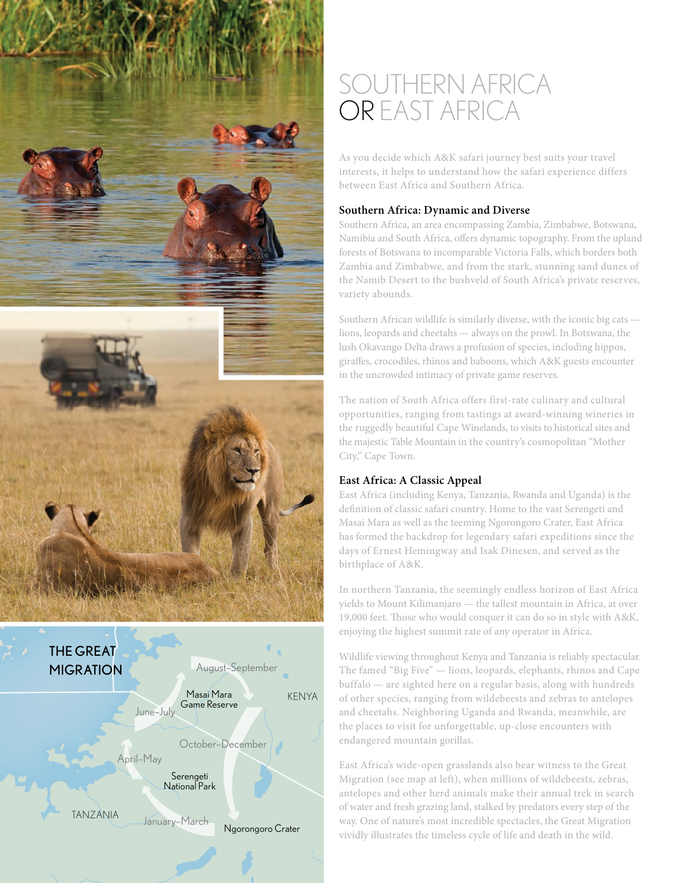# SOUTHERN AFRICA OR EAST AFRICA

As you decide which A&K safari journey best suits your travel interests, it helps to understand how the safari experience differs between East Africa and Southern Africa.

### Southern Africa: Dynamic and Diverse

Southern Africa, an area encompassing Zambia, Zimbabwe, Botswana, Namibia and South Africa, offers dynamic topography. From the upland forests of Botswana to incomparable Victoria Falls, which borders both Zambia and Zimbabwe, and from the stark, stunning sand dunes of the Namib Desert to the bushveld of South Africa's private reserves, variety abounds.

Southern African wildlife is similarly diverse, with the iconic big cats — lions, leopards and cheetahs — always on the prowl. In Botswana, the lush Okavango Delta draws a profusion of species, including hippos, giraffes, crocodiles, rhinos and baboons, which A&K guests encounter in the uncrowded intimacy of private game reserves.

The nation of South Africa offers first-rate culinary and cultural opportunities, ranging from tastings at award-winning wineries in the ruggedly beautiful Cape Winelands, to visits to historical sites and the majestic Table Mountain in the country's cosmopolitan "Mother City," Cape Town.

### East Africa: A Classic Appeal

East Africa (including Kenya, Tanzania, Rwanda and Uganda) is the definition of classic safari country. Home to the vast Serengeti and Masai Mara as well as the teeming Ngorongoro Crater, East Africa has formed the backdrop for legendary safari expeditions since the days of Ernest Hemingway and Isak Dinesen, and served as the birthplace of A&K.

In northern Tanzania, the seemingly endless horizon of East Africa yields to Mount Kilimanjaro — the tallest mountain in Africa, at over 19,000 feet. Those who would conquer it can do so in style with A&K, enjoying the highest summit rate of any operator in Africa.

Wildlife viewing throughout Kenya and Tanzania is reliably spectacular. The famed "Big Five" — lions, leopards, elephants, rhinos and Cape buffalo — are sighted here on a regular basis, along with hundreds of other species, ranging from wildebeests and zebras to antelopes and cheetahs. Neighboring Uganda and Rwanda, meanwhile, are the places to visit for unforgettable, up-close encounters with endangered mountain gorillas.

East Africa's wide-open grasslands also bear witness to the Great Migration (see map at left), when millions of wildebeests, zebras, antelopes and other herd animals make their annual trek in search of water and fresh grazing land, stalked by predators every step of the way. One of nature's most incredible spectacles, the Great Migration vividly illustrates the timeless cycle of life and death in the wild.

THE GREAT MIGRATION

August–September · Masai Mara Game Reserve · KENYA · June–July · October–December · April–May · Serengeti National Park · TANZANIA · January–March · Ngorongoro Crater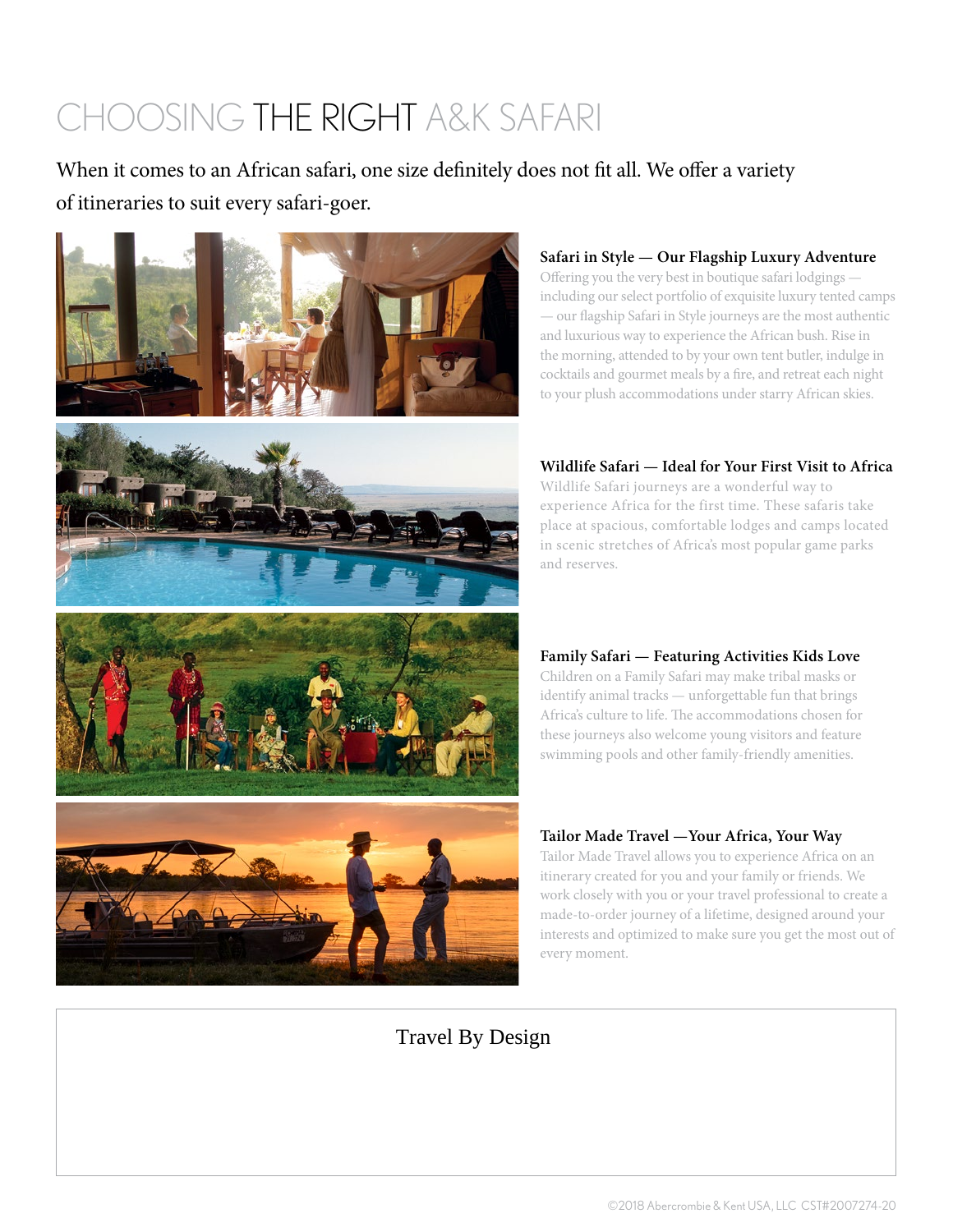# CHOOSING THE RIGHT A&K SAFARI

When it comes to an African safari, one size definitely does not fit all. We offer a variety of itineraries to suit every safari-goer.

**Safari in Style — Our Flagship Luxury Adventure**

Offering you the very best in boutique safari lodgings — including our select portfolio of exquisite luxury tented camps — our flagship Safari in Style journeys are the most authentic and luxurious way to experience the African bush. Rise in the morning, attended to by your own tent butler, indulge in cocktails and gourmet meals by a fire, and retreat each night to your plush accommodations under starry African skies.

**Wildlife Safari — Ideal for Your First Visit to Africa**

Wildlife Safari journeys are a wonderful way to experience Africa for the first time. These safaris take place at spacious, comfortable lodges and camps located in scenic stretches of Africa's most popular game parks and reserves.

**Family Safari — Featuring Activities Kids Love**

Children on a Family Safari may make tribal masks or identify animal tracks — unforgettable fun that brings Africa's culture to life. The accommodations chosen for these journeys also welcome young visitors and feature swimming pools and other family-friendly amenities.

**Tailor Made Travel —Your Africa, Your Way**

Tailor Made Travel allows you to experience Africa on an itinerary created for you and your family or friends. We work closely with you or your travel professional to create a made-to-order journey of a lifetime, designed around your interests and optimized to make sure you get the most out of every moment.

Travel By Design

©2018 Abercrombie & Kent USA, LLC CST#2007274-20